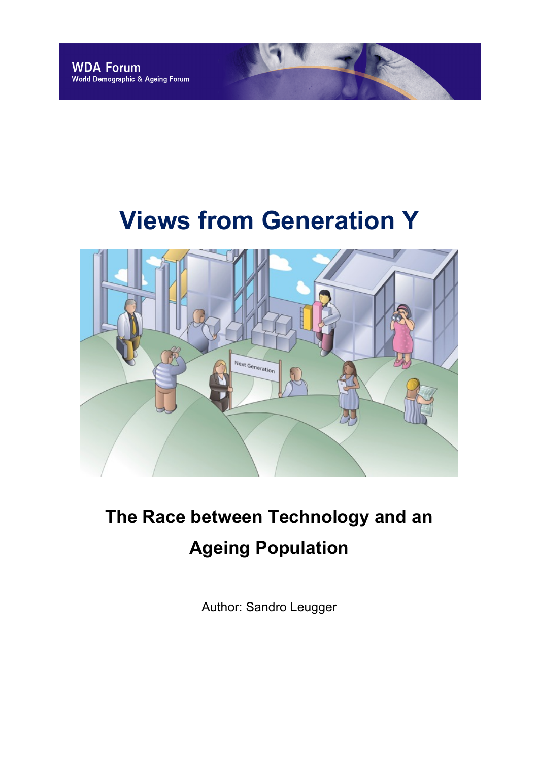WDA Forum
World Demographic & Ageing Forum

# Views from Generation Y

## The Race between Technology and an Ageing Population

Author: Sandro Leugger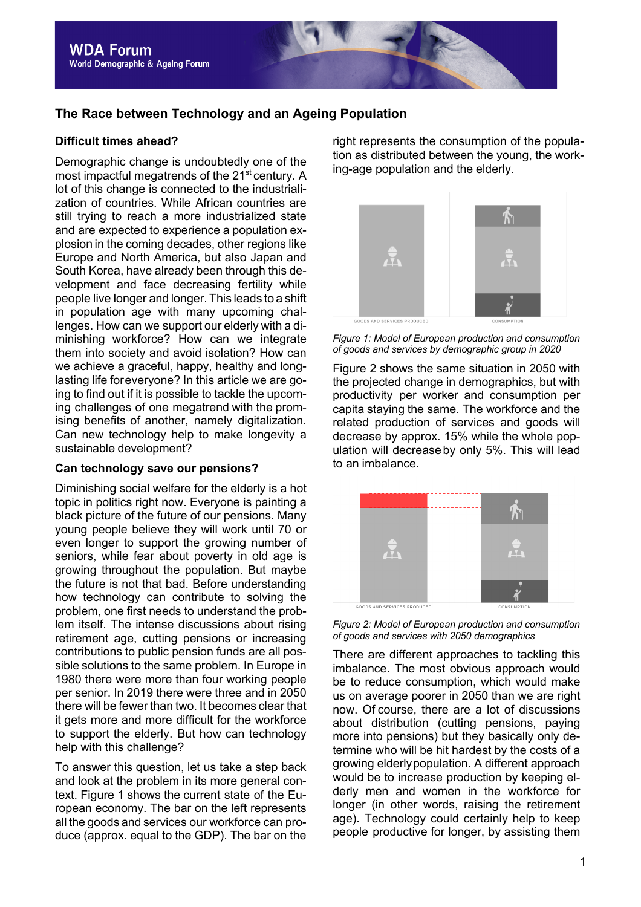WDA Forum
World Demographic & Ageing Forum

# The Race between Technology and an Ageing Population

## Difficult times ahead?

Demographic change is undoubtedly one of the most impactful megatrends of the 21st century. A lot of this change is connected to the industrialization of countries. While African countries are still trying to reach a more industrialized state and are expected to experience a population explosion in the coming decades, other regions like Europe and North America, but also Japan and South Korea, have already been through this development and face decreasing fertility while people live longer and longer. This leads to a shift in population age with many upcoming challenges. How can we support our elderly with a diminishing workforce? How can we integrate them into society and avoid isolation? How can we achieve a graceful, happy, healthy and long-lasting life for everyone? In this article we are going to find out if it is possible to tackle the upcoming challenges of one megatrend with the promising benefits of another, namely digitalization. Can new technology help to make longevity a sustainable development?

## Can technology save our pensions?

Diminishing social welfare for the elderly is a hot topic in politics right now. Everyone is painting a black picture of the future of our pensions. Many young people believe they will work until 70 or even longer to support the growing number of seniors, while fear about poverty in old age is growing throughout the population. But maybe the future is not that bad. Before understanding how technology can contribute to solving the problem, one first needs to understand the problem itself. The intense discussions about rising retirement age, cutting pensions or increasing contributions to public pension funds are all possible solutions to the same problem. In Europe in 1980 there were more than four working people per senior. In 2019 there were three and in 2050 there will be fewer than two. It becomes clear that it gets more and more difficult for the workforce to support the elderly. But how can technology help with this challenge?

To answer this question, let us take a step back and look at the problem in its more general context. Figure 1 shows the current state of the European economy. The bar on the left represents all the goods and services our workforce can produce (approx. equal to the GDP). The bar on the right represents the consumption of the population as distributed between the young, the working-age population and the elderly.

GOODS AND SERVICES PRODUCED | CONSUMPTION

*Figure 1: Model of European production and consumption of goods and services by demographic group in 2020*

Figure 2 shows the same situation in 2050 with the projected change in demographics, but with productivity per worker and consumption per capita staying the same. The workforce and the related production of services and goods will decrease by approx. 15% while the whole population will decrease by only 5%. This will lead to an imbalance.

GOODS AND SERVICES PRODUCED | CONSUMPTION

*Figure 2: Model of European production and consumption of goods and services with 2050 demographics*

There are different approaches to tackling this imbalance. The most obvious approach would be to reduce consumption, which would make us on average poorer in 2050 than we are right now. Of course, there are a lot of discussions about distribution (cutting pensions, paying more into pensions) but they basically only determine who will be hit hardest by the costs of a growing elderly population. A different approach would be to increase production by keeping elderly men and women in the workforce for longer (in other words, raising the retirement age). Technology could certainly help to keep people productive for longer, by assisting them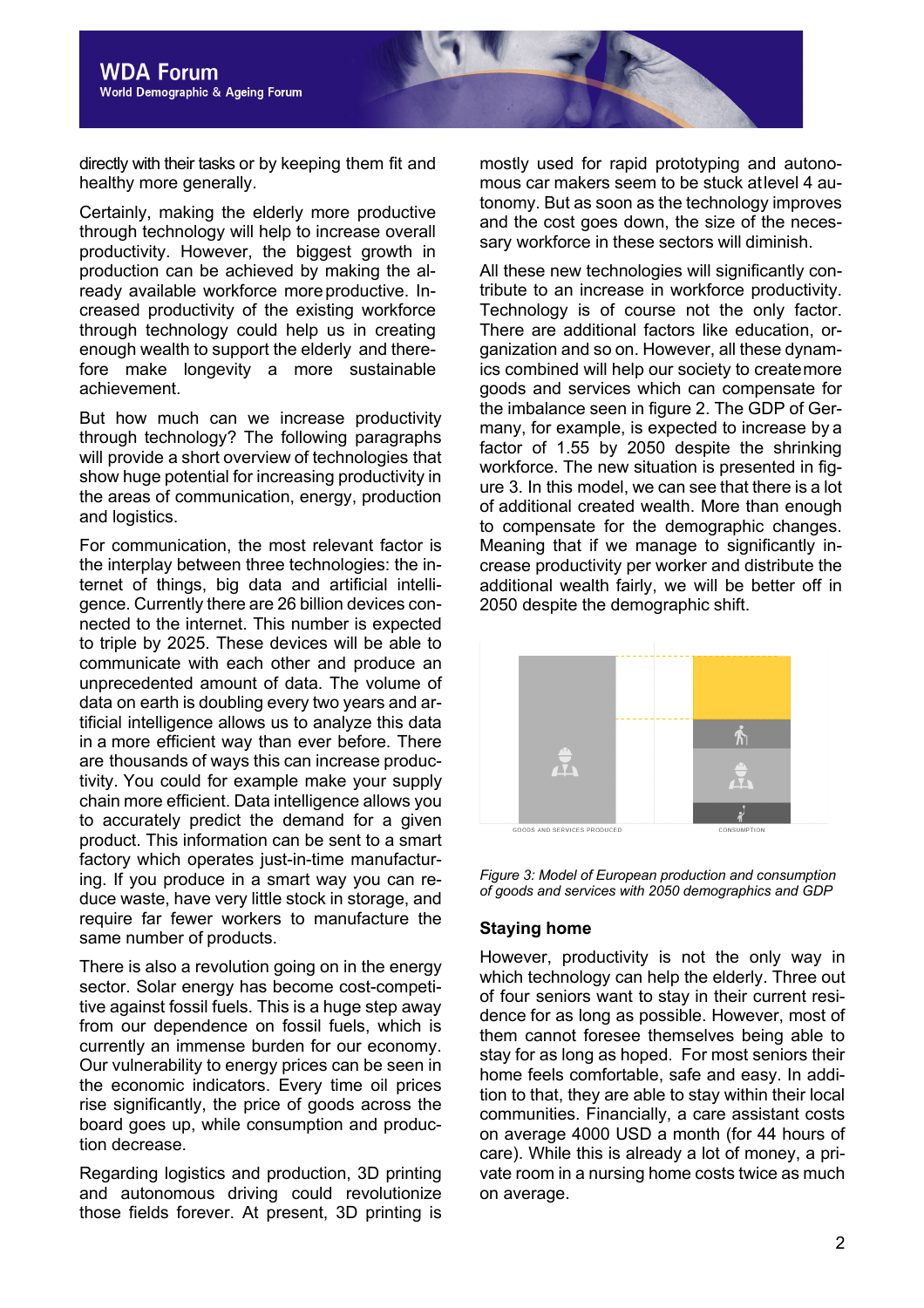directly with their tasks or by keeping them fit and healthy more generally.

Certainly, making the elderly more productive through technology will help to increase overall productivity. However, the biggest growth in production can be achieved by making the already available workforce more productive. Increased productivity of the existing workforce through technology could help us in creating enough wealth to support the elderly and therefore make longevity a more sustainable achievement.

But how much can we increase productivity through technology? The following paragraphs will provide a short overview of technologies that show huge potential for increasing productivity in the areas of communication, energy, production and logistics.

For communication, the most relevant factor is the interplay between three technologies: the internet of things, big data and artificial intelligence. Currently there are 26 billion devices connected to the internet. This number is expected to triple by 2025. These devices will be able to communicate with each other and produce an unprecedented amount of data. The volume of data on earth is doubling every two years and artificial intelligence allows us to analyze this data in a more efficient way than ever before. There are thousands of ways this can increase productivity. You could for example make your supply chain more efficient. Data intelligence allows you to accurately predict the demand for a given product. This information can be sent to a smart factory which operates just-in-time manufacturing. If you produce in a smart way you can reduce waste, have very little stock in storage, and require far fewer workers to manufacture the same number of products.

There is also a revolution going on in the energy sector. Solar energy has become cost-competitive against fossil fuels. This is a huge step away from our dependence on fossil fuels, which is currently an immense burden for our economy. Our vulnerability to energy prices can be seen in the economic indicators. Every time oil prices rise significantly, the price of goods across the board goes up, while consumption and production decrease.

Regarding logistics and production, 3D printing and autonomous driving could revolutionize those fields forever. At present, 3D printing is mostly used for rapid prototyping and autonomous car makers seem to be stuck at level 4 autonomy. But as soon as the technology improves and the cost goes down, the size of the necessary workforce in these sectors will diminish.

All these new technologies will significantly contribute to an increase in workforce productivity. Technology is of course not the only factor. There are additional factors like education, organization and so on. However, all these dynamics combined will help our society to create more goods and services which can compensate for the imbalance seen in figure 2. The GDP of Germany, for example, is expected to increase by a factor of 1.55 by 2050 despite the shrinking workforce. The new situation is presented in figure 3. In this model, we can see that there is a lot of additional created wealth. More than enough to compensate for the demographic changes. Meaning that if we manage to significantly increase productivity per worker and distribute the additional wealth fairly, we will be better off in 2050 despite the demographic shift.

GOODS AND SERVICES PRODUCED — CONSUMPTION

*Figure 3: Model of European production and consumption of goods and services with 2050 demographics and GDP*

### Staying home

However, productivity is not the only way in which technology can help the elderly. Three out of four seniors want to stay in their current residence for as long as possible. However, most of them cannot foresee themselves being able to stay for as long as hoped. For most seniors their home feels comfortable, safe and easy. In addition to that, they are able to stay within their local communities. Financially, a care assistant costs on average 4000 USD a month (for 44 hours of care). While this is already a lot of money, a private room in a nursing home costs twice as much on average.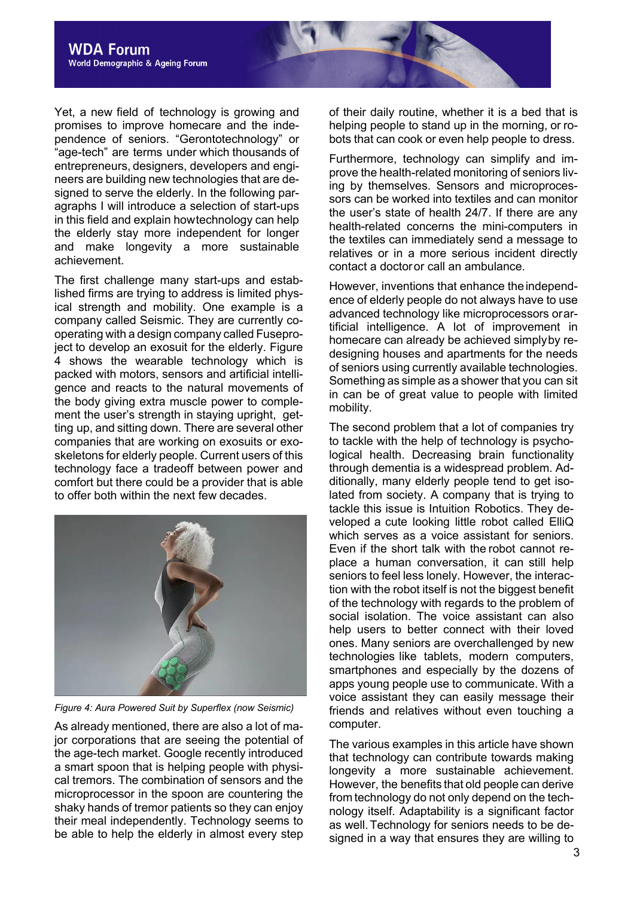Yet, a new field of technology is growing and promises to improve homecare and the independence of seniors. "Gerontotechnology" or "age-tech" are terms under which thousands of entrepreneurs, designers, developers and engineers are building new technologies that are designed to serve the elderly. In the following paragraphs I will introduce a selection of start-ups in this field and explain howtechnology can help the elderly stay more independent for longer and make longevity a more sustainable achievement.

The first challenge many start-ups and established firms are trying to address is limited physical strength and mobility. One example is a company called Seismic. They are currently cooperating with a design company called Fuseproject to develop an exosuit for the elderly. Figure 4 shows the wearable technology which is packed with motors, sensors and artificial intelligence and reacts to the natural movements of the body giving extra muscle power to complement the user's strength in staying upright, getting up, and sitting down. There are several other companies that are working on exosuits or exoskeletons for elderly people. Current users of this technology face a tradeoff between power and comfort but there could be a provider that is able to offer both within the next few decades.

*Figure 4: Aura Powered Suit by Superflex (now Seismic)*

As already mentioned, there are also a lot of major corporations that are seeing the potential of the age-tech market. Google recently introduced a smart spoon that is helping people with physical tremors. The combination of sensors and the microprocessor in the spoon are countering the shaky hands of tremor patients so they can enjoy their meal independently. Technology seems to be able to help the elderly in almost every step of their daily routine, whether it is a bed that is helping people to stand up in the morning, or robots that can cook or even help people to dress.

Furthermore, technology can simplify and improve the health-related monitoring of seniors living by themselves. Sensors and microprocessors can be worked into textiles and can monitor the user's state of health 24/7. If there are any health-related concerns the mini-computers in the textiles can immediately send a message to relatives or in a more serious incident directly contact a doctor or call an ambulance.

However, inventions that enhance the independence of elderly people do not always have to use advanced technology like microprocessors or artificial intelligence. A lot of improvement in homecare can already be achieved simply by redesigning houses and apartments for the needs of seniors using currently available technologies. Something as simple as a shower that you can sit in can be of great value to people with limited mobility.

The second problem that a lot of companies try to tackle with the help of technology is psychological health. Decreasing brain functionality through dementia is a widespread problem. Additionally, many elderly people tend to get isolated from society. A company that is trying to tackle this issue is Intuition Robotics. They developed a cute looking little robot called ElliQ which serves as a voice assistant for seniors. Even if the short talk with the robot cannot replace a human conversation, it can still help seniors to feel less lonely. However, the interaction with the robot itself is not the biggest benefit of the technology with regards to the problem of social isolation. The voice assistant can also help users to better connect with their loved ones. Many seniors are overchallenged by new technologies like tablets, modern computers, smartphones and especially by the dozens of apps young people use to communicate. With a voice assistant they can easily message their friends and relatives without even touching a computer.

The various examples in this article have shown that technology can contribute towards making longevity a more sustainable achievement. However, the benefits that old people can derive from technology do not only depend on the technology itself. Adaptability is a significant factor as well. Technology for seniors needs to be designed in a way that ensures they are willing to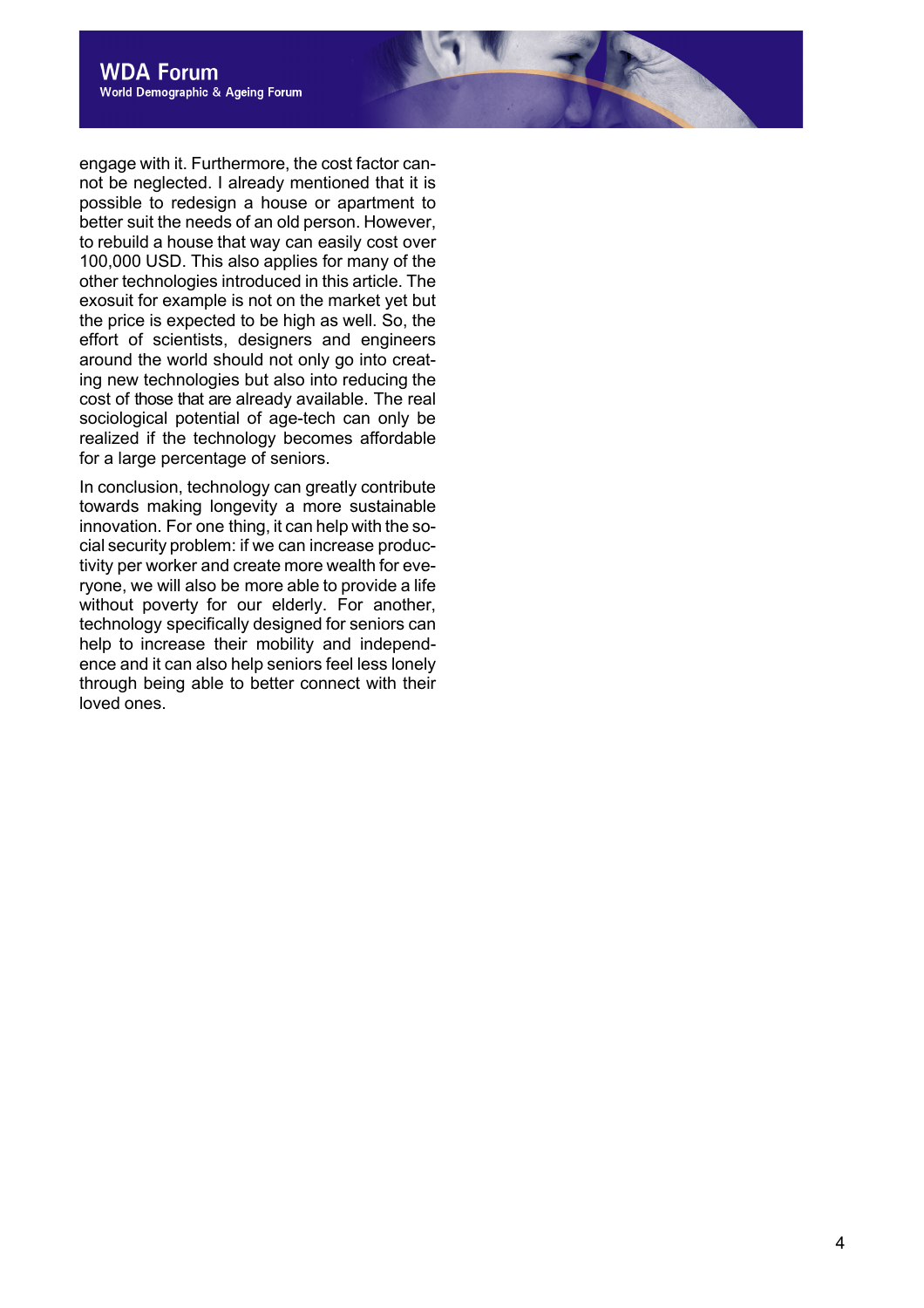engage with it. Furthermore, the cost factor cannot be neglected. I already mentioned that it is possible to redesign a house or apartment to better suit the needs of an old person. However, to rebuild a house that way can easily cost over 100,000 USD. This also applies for many of the other technologies introduced in this article. The exosuit for example is not on the market yet but the price is expected to be high as well. So, the effort of scientists, designers and engineers around the world should not only go into creating new technologies but also into reducing the cost of those that are already available. The real sociological potential of age-tech can only be realized if the technology becomes affordable for a large percentage of seniors.

In conclusion, technology can greatly contribute towards making longevity a more sustainable innovation. For one thing, it can help with the social security problem: if we can increase productivity per worker and create more wealth for everyone, we will also be more able to provide a life without poverty for our elderly. For another, technology specifically designed for seniors can help to increase their mobility and independence and it can also help seniors feel less lonely through being able to better connect with their loved ones.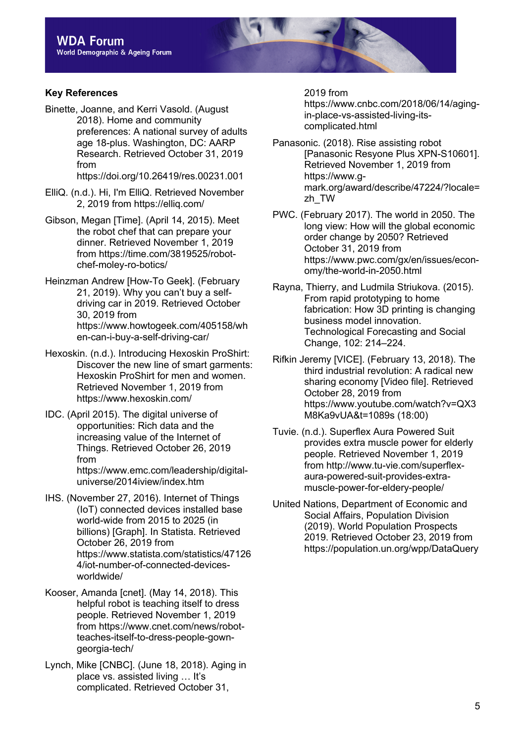## Key References

Binette, Joanne, and Kerri Vasold. (August 2018). Home and community preferences: A national survey of adults age 18-plus. Washington, DC: AARP Research. Retrieved October 31, 2019 from https://doi.org/10.26419/res.00231.001

ElliQ. (n.d.). Hi, I'm ElliQ. Retrieved November 2, 2019 from https://elliq.com/

Gibson, Megan [Time]. (April 14, 2015). Meet the robot chef that can prepare your dinner. Retrieved November 1, 2019 from https://time.com/3819525/robot-chef-moley-ro-botics/

Heinzman Andrew [How-To Geek]. (February 21, 2019). Why you can't buy a self-driving car in 2019. Retrieved October 30, 2019 from https://www.howtogeek.com/405158/when-can-i-buy-a-self-driving-car/

Hexoskin. (n.d.). Introducing Hexoskin ProShirt: Discover the new line of smart garments: Hexoskin ProShirt for men and women. Retrieved November 1, 2019 from https://www.hexoskin.com/

IDC. (April 2015). The digital universe of opportunities: Rich data and the increasing value of the Internet of Things. Retrieved October 26, 2019 from https://www.emc.com/leadership/digital-universe/2014iview/index.htm

IHS. (November 27, 2016). Internet of Things (IoT) connected devices installed base world-wide from 2015 to 2025 (in billions) [Graph]. In Statista. Retrieved October 26, 2019 from https://www.statista.com/statistics/471264/iot-number-of-connected-devices-worldwide/

Kooser, Amanda [cnet]. (May 14, 2018). This helpful robot is teaching itself to dress people. Retrieved November 1, 2019 from https://www.cnet.com/news/robot-teaches-itself-to-dress-people-gown-georgia-tech/

Lynch, Mike [CNBC]. (June 18, 2018). Aging in place vs. assisted living … It's complicated. Retrieved October 31, 2019 from https://www.cnbc.com/2018/06/14/aging-in-place-vs-assisted-living-its-complicated.html

Panasonic. (2018). Rise assisting robot [Panasonic Resyone Plus XPN-S10601]. Retrieved November 1, 2019 from https://www.g-mark.org/award/describe/47224/?locale=zh_TW

PWC. (February 2017). The world in 2050. The long view: How will the global economic order change by 2050? Retrieved October 31, 2019 from https://www.pwc.com/gx/en/issues/economy/the-world-in-2050.html

Rayna, Thierry, and Ludmila Striukova. (2015). From rapid prototyping to home fabrication: How 3D printing is changing business model innovation. Technological Forecasting and Social Change, 102: 214–224.

Rifkin Jeremy [VICE]. (February 13, 2018). The third industrial revolution: A radical new sharing economy [Video file]. Retrieved October 28, 2019 from https://www.youtube.com/watch?v=QX3M8Ka9vUA&t=1089s (18:00)

Tuvie. (n.d.). Superflex Aura Powered Suit provides extra muscle power for elderly people. Retrieved November 1, 2019 from http://www.tu-vie.com/superflex-aura-powered-suit-provides-extra-muscle-power-for-elderly-people/

United Nations, Department of Economic and Social Affairs, Population Division (2019). World Population Prospects 2019. Retrieved October 23, 2019 from https://population.un.org/wpp/DataQuery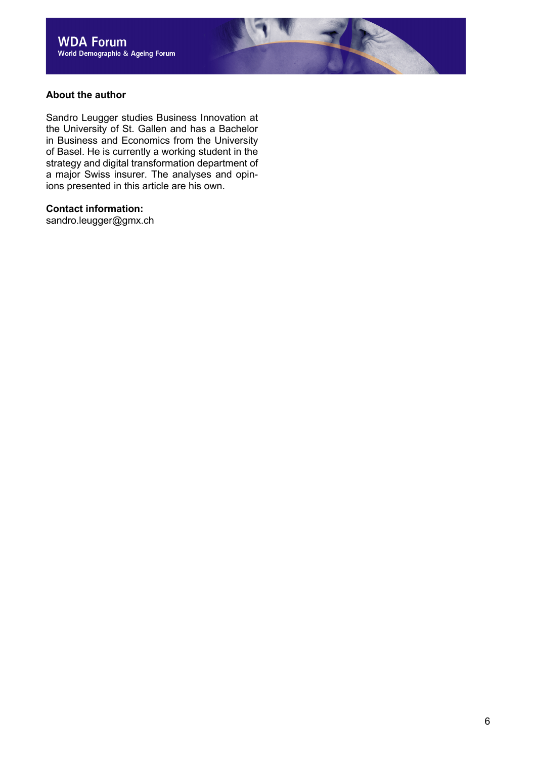**About the author**

Sandro Leugger studies Business Innovation at the University of St. Gallen and has a Bachelor in Business and Economics from the University of Basel. He is currently a working student in the strategy and digital transformation department of a major Swiss insurer. The analyses and opinions presented in this article are his own.

**Contact information:**
sandro.leugger@gmx.ch